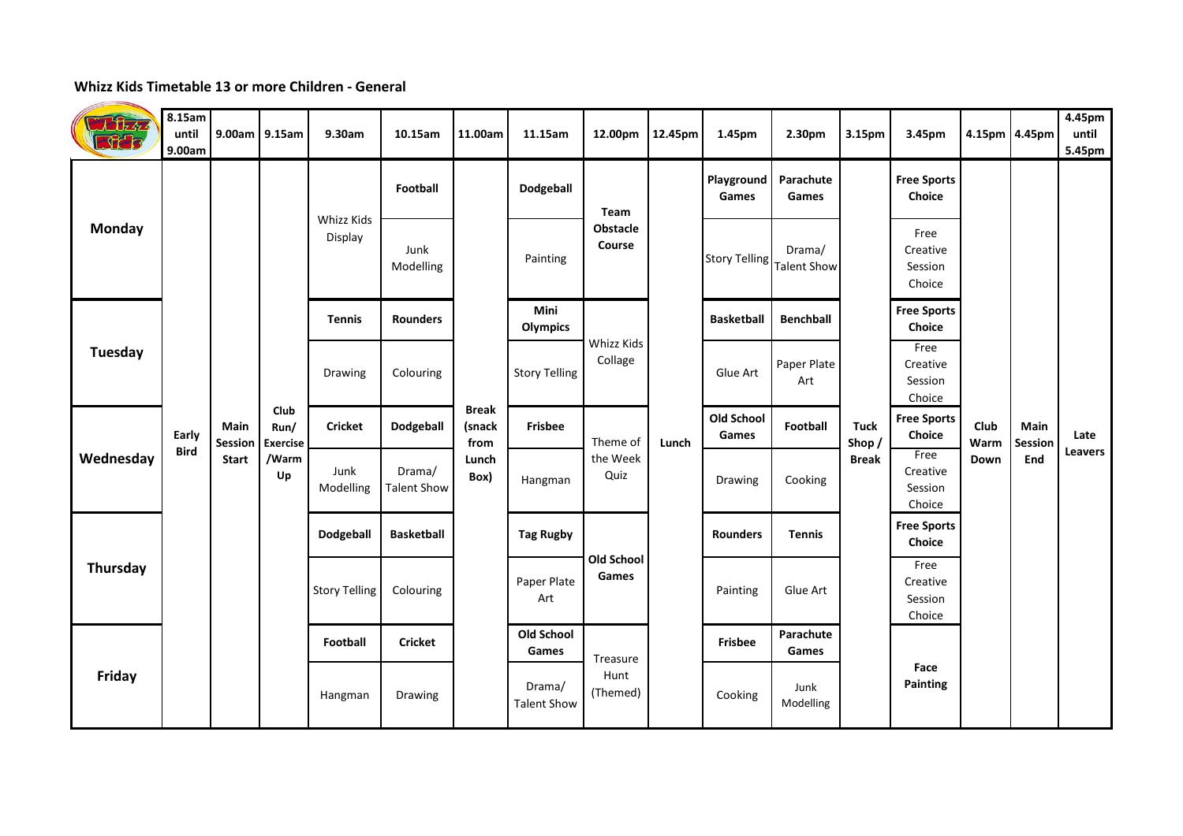## Whizz Kids Timetable 13 or more Children - General

| | 8.15am until 9.00am | 9.00am | 9.15am | 9.30am | 10.15am | 11.00am | 11.15am | 12.00pm | 12.45pm | 1.45pm | 2.30pm | 3.15pm | 3.45pm | 4.15pm | 4.45pm | 4.45pm until 5.45pm |
|---|---|---|---|---|---|---|---|---|---|---|---|---|---|---|---|---|
| **Monday** | Early Bird | Main Session Start | Club Run/ Exercise /Warm Up | Whizz Kids Display | **Football** | Break (snack from Lunch Box) | **Dodgeball** | **Team Obstacle Course** | Lunch | **Playground Games** | **Parachute Games** | Tuck Shop / Break | **Free Sports Choice** | Club Warm Down | Main Session End | Late Leavers |
| | | | | | Junk Modelling | | Painting | | | Story Telling | Drama/ Talent Show | | Free Creative Session Choice | | | |
| **Tuesday** | | | | **Tennis** | **Rounders** | | **Mini Olympics** | Whizz Kids Collage | | **Basketball** | **Benchball** | | **Free Sports Choice** | | | |
| | | | | Drawing | Colouring | | Story Telling | | | Glue Art | Paper Plate Art | | Free Creative Session Choice | | | |
| **Wednesday** | | | | **Cricket** | **Dodgeball** | | **Frisbee** | Theme of the Week Quiz | | **Old School Games** | **Football** | | **Free Sports Choice** | | | |
| | | | | Junk Modelling | Drama/ Talent Show | | Hangman | | | Drawing | Cooking | | Free Creative Session Choice | | | |
| **Thursday** | | | | **Dodgeball** | **Basketball** | | **Tag Rugby** | **Old School Games** | | **Rounders** | **Tennis** | | **Free Sports Choice** | | | |
| | | | | Story Telling | Colouring | | Paper Plate Art | | | Painting | Glue Art | | Free Creative Session Choice | | | |
| **Friday** | | | | **Football** | **Cricket** | | **Old School Games** | Treasure Hunt (Themed) | | **Frisbee** | **Parachute Games** | | **Face Painting** | | | |
| | | | | Hangman | Drawing | | Drama/ Talent Show | | | Cooking | Junk Modelling | | | | | |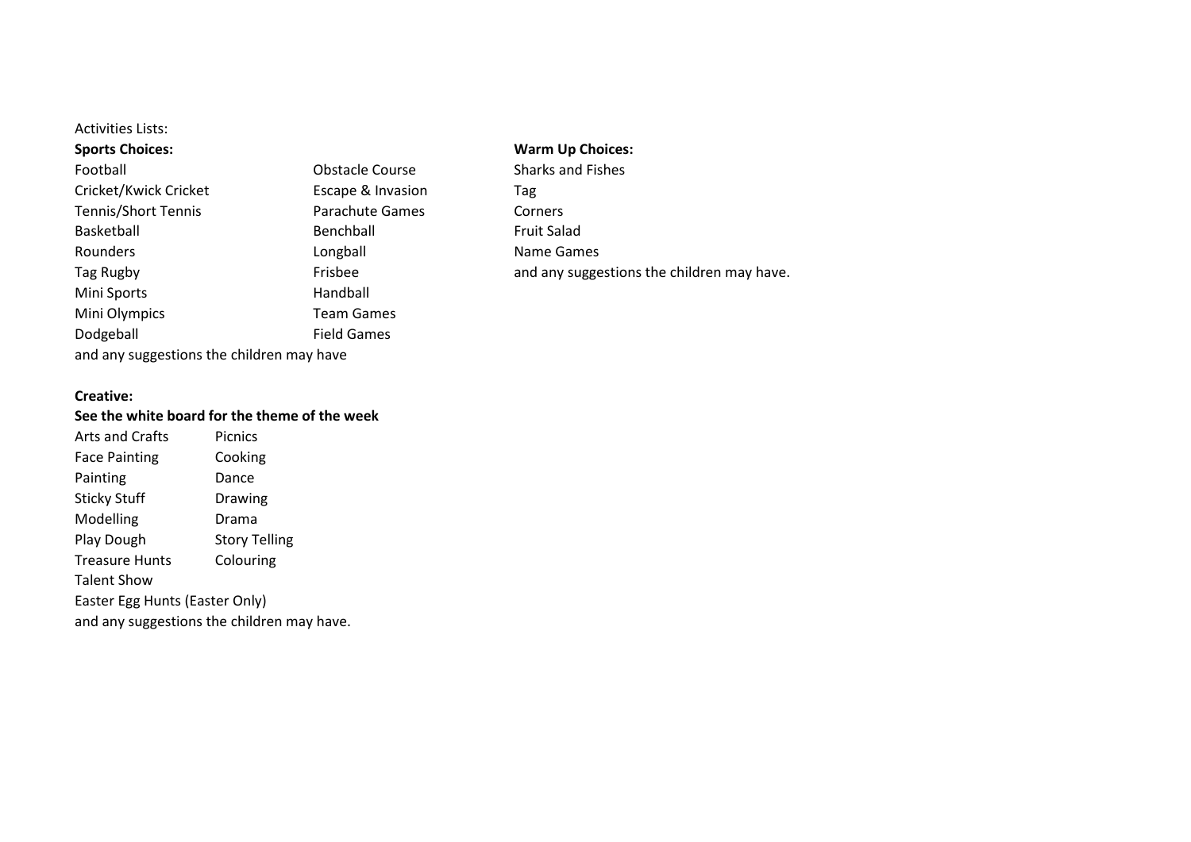Activities Lists:

**Sports Choices:**

| | |
|---|---|
| Football | Obstacle Course |
| Cricket/Kwick Cricket | Escape & Invasion |
| Tennis/Short Tennis | Parachute Games |
| Basketball | Benchball |
| Rounders | Longball |
| Tag Rugby | Frisbee |
| Mini Sports | Handball |
| Mini Olympics | Team Games |
| Dodgeball | Field Games |

and any suggestions the children may have

**Creative:**

**See the white board for the theme of the week**

| | |
|---|---|
| Arts and Crafts | Picnics |
| Face Painting | Cooking |
| Painting | Dance |
| Sticky Stuff | Drawing |
| Modelling | Drama |
| Play Dough | Story Telling |
| Treasure Hunts | Colouring |

Talent Show

Easter Egg Hunts (Easter Only)

and any suggestions the children may have.

**Warm Up Choices:**

Sharks and Fishes

Tag

Corners

Fruit Salad

Name Games

and any suggestions the children may have.